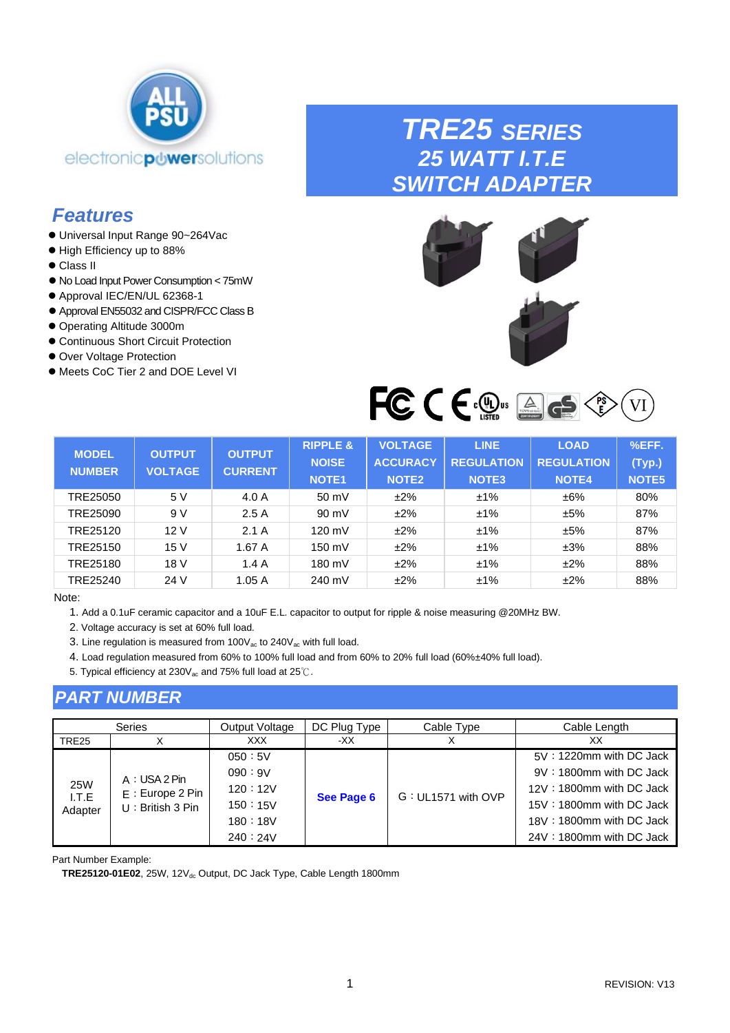# TRE25 SERIES
## 25 WATT I.T.E SWITCH ADAPTER

## Features

- Universal Input Range 90~264Vac
- High Efficiency up to 88%
- Class II
- No Load Input Power Consumption < 75mW
- Approval IEC/EN/UL 62368-1
- Approval EN55032 and CISPR/FCC Class B
- Operating Altitude 3000m
- Continuous Short Circuit Protection
- Over Voltage Protection
- Meets CoC Tier 2 and DOE Level VI

| MODEL NUMBER | OUTPUT VOLTAGE | OUTPUT CURRENT | RIPPLE & NOISE NOTE1 | VOLTAGE ACCURACY NOTE2 | LINE REGULATION NOTE3 | LOAD REGULATION NOTE4 | %EFF. (Typ.) NOTE5 |
|---|---|---|---|---|---|---|---|
| TRE25050 | 5 V | 4.0 A | 50 mV | ±2% | ±1% | ±6% | 80% |
| TRE25090 | 9 V | 2.5 A | 90 mV | ±2% | ±1% | ±5% | 87% |
| TRE25120 | 12 V | 2.1 A | 120 mV | ±2% | ±1% | ±5% | 87% |
| TRE25150 | 15 V | 1.67 A | 150 mV | ±2% | ±1% | ±3% | 88% |
| TRE25180 | 18 V | 1.4 A | 180 mV | ±2% | ±1% | ±2% | 88% |
| TRE25240 | 24 V | 1.05 A | 240 mV | ±2% | ±1% | ±2% | 88% |

Note:

1. Add a 0.1uF ceramic capacitor and a 10uF E.L. capacitor to output for ripple & noise measuring @20MHz BW.
2. Voltage accuracy is set at 60% full load.
3. Line regulation is measured from 100$V_{ac}$ to 240$V_{ac}$ with full load.
4. Load regulation measured from 60% to 100% full load and from 60% to 20% full load (60%±40% full load).
5. Typical efficiency at 230$V_{ac}$ and 75% full load at 25℃.

## PART NUMBER

| Series | | Output Voltage | DC Plug Type | Cable Type | Cable Length |
|---|---|---|---|---|---|
| TRE25 | X | XXX | -XX | X | XX |
| 25W I.T.E Adapter | A：USA 2 Pin<br>E：Europe 2 Pin<br>U：British 3 Pin | 050：5V<br>090：9V<br>120：12V<br>150：15V<br>180：18V<br>240：24V | **See Page 6** | G：UL1571 with OVP | 5V：1220mm with DC Jack<br>9V：1800mm with DC Jack<br>12V：1800mm with DC Jack<br>15V：1800mm with DC Jack<br>18V：1800mm with DC Jack<br>24V：1800mm with DC Jack |

Part Number Example:

**TRE25120-01E02**, 25W, 12$V_{dc}$ Output, DC Jack Type, Cable Length 1800mm

REVISION: V13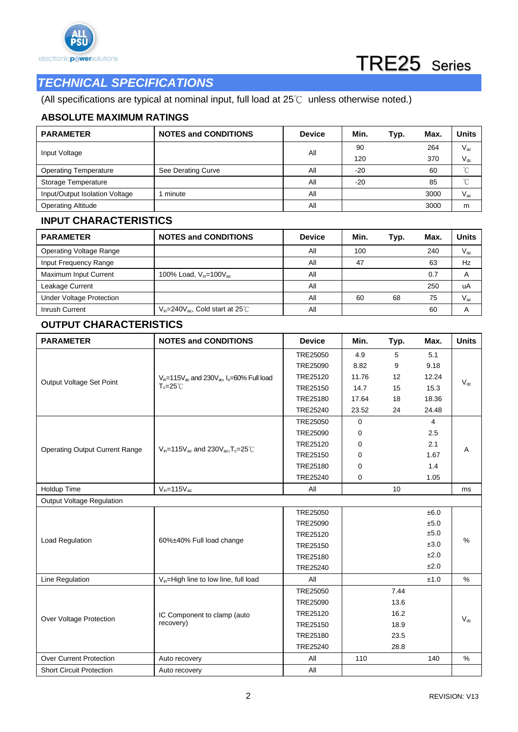# TRE25 Series

## TECHNICAL SPECIFICATIONS

(All specifications are typical at nominal input, full load at 25℃ unless otherwise noted.)

### ABSOLUTE MAXIMUM RATINGS

| PARAMETER | NOTES and CONDITIONS | Device | Min. | Typ. | Max. | Units |
|---|---|---|---|---|---|---|
| Input Voltage | | All | 90 | | 264 | $V_{ac}$ |
| | | | 120 | | 370 | $V_{dc}$ |
| Operating Temperature | See Derating Curve | All | -20 | | 60 | ℃ |
| Storage Temperature | | All | -20 | | 85 | ℃ |
| Input/Output Isolation Voltage | 1 minute | All | | | 3000 | $V_{ac}$ |
| Operating Altitude | | All | | | 3000 | m |

### INPUT CHARACTERISTICS

| PARAMETER | NOTES and CONDITIONS | Device | Min. | Typ. | Max. | Units |
|---|---|---|---|---|---|---|
| Operating Voltage Range | | All | 100 | | 240 | $V_{ac}$ |
| Input Frequency Range | | All | 47 | | 63 | Hz |
| Maximum Input Current | 100% Load, $V_{in}$=100$V_{ac}$ | All | | | 0.7 | A |
| Leakage Current | | All | | | 250 | uA |
| Under Voltage Protection | | All | 60 | 68 | 75 | $V_{ac}$ |
| Inrush Current | $V_{in}$=240$V_{ac}$, Cold start at 25℃ | All | | | 60 | A |

### OUTPUT CHARACTERISTICS

| PARAMETER | NOTES and CONDITIONS | Device | Min. | Typ. | Max. | Units |
|---|---|---|---|---|---|---|
| Output Voltage Set Point | $V_{in}$=115$V_{ac}$ and 230$V_{ac}$, $I_o$=60% Full load $T_c$=25℃ | TRE25050 | 4.9 | 5 | 5.1 | $V_{dc}$ |
| | | TRE25090 | 8.82 | 9 | 9.18 | |
| | | TRE25120 | 11.76 | 12 | 12.24 | |
| | | TRE25150 | 14.7 | 15 | 15.3 | |
| | | TRE25180 | 17.64 | 18 | 18.36 | |
| | | TRE25240 | 23.52 | 24 | 24.48 | |
| Operating Output Current Range | $V_{in}$=115$V_{ac}$ and 230$V_{ac}$, $T_c$=25℃ | TRE25050 | 0 | | 4 | A |
| | | TRE25090 | 0 | | 2.5 | |
| | | TRE25120 | 0 | | 2.1 | |
| | | TRE25150 | 0 | | 1.67 | |
| | | TRE25180 | 0 | | 1.4 | |
| | | TRE25240 | 0 | | 1.05 | |
| Holdup Time | $V_{in}$=115$V_{ac}$ | All | | 10 | | ms |
| Output Voltage Regulation | | | | | | |
| Load Regulation | 60%±40% Full load change | TRE25050 | | | ±6.0 | % |
| | | TRE25090 | | | ±5.0 | |
| | | TRE25120 | | | ±5.0 | |
| | | TRE25150 | | | ±3.0 | |
| | | TRE25180 | | | ±2.0 | |
| | | TRE25240 | | | ±2.0 | |
| Line Regulation | $V_{in}$=High line to low line, full load | All | | | ±1.0 | % |
| Over Voltage Protection | IC Component to clamp (auto recovery) | TRE25050 | | 7.44 | | $V_{dc}$ |
| | | TRE25090 | | 13.6 | | |
| | | TRE25120 | | 16.2 | | |
| | | TRE25150 | | 18.9 | | |
| | | TRE25180 | | 23.5 | | |
| | | TRE25240 | | 28.8 | | |
| Over Current Protection | Auto recovery | All | 110 | | 140 | % |
| Short Circuit Protection | Auto recovery | All | | | | |

REVISION: V13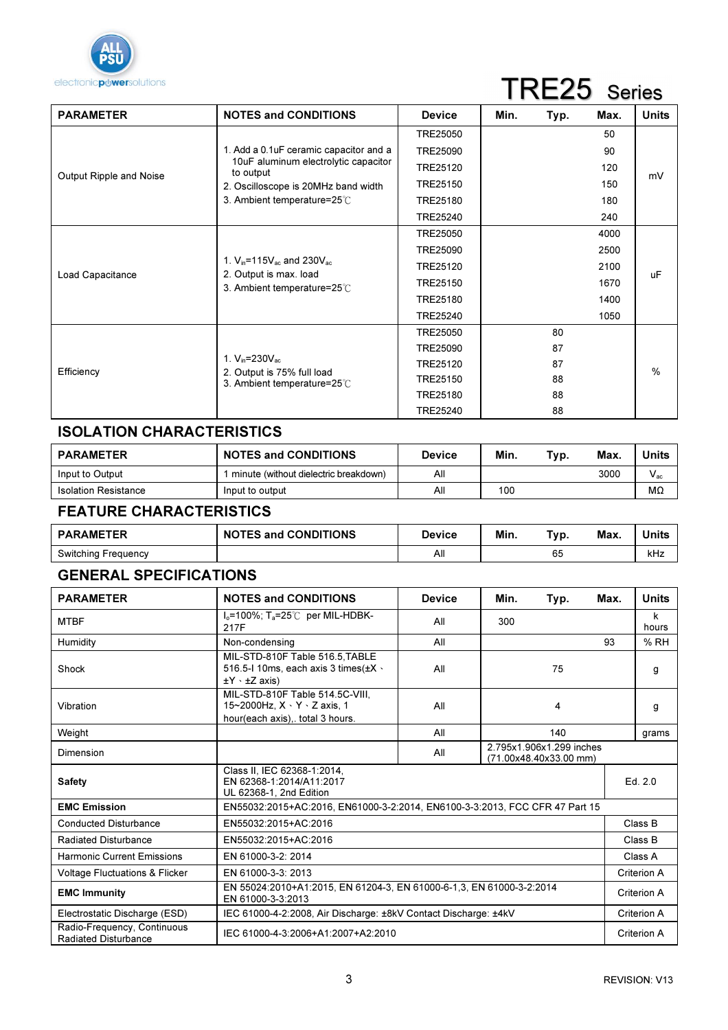# TRE25 Series

| PARAMETER | NOTES and CONDITIONS | Device | Min. | Typ. | Max. | Units |
|---|---|---|---|---|---|---|
| Output Ripple and Noise | 1. Add a 0.1uF ceramic capacitor and a 10uF aluminum electrolytic capacitor to output<br>2. Oscilloscope is 20MHz band width<br>3. Ambient temperature=25℃ | TRE25050 | | | 50 | mV |
| | | TRE25090 | | | 90 | |
| | | TRE25120 | | | 120 | |
| | | TRE25150 | | | 150 | |
| | | TRE25180 | | | 180 | |
| | | TRE25240 | | | 240 | |
| Load Capacitance | 1. $V_{in}$=115$V_{ac}$ and 230$V_{ac}$<br>2. Output is max. load<br>3. Ambient temperature=25℃ | TRE25050 | | | 4000 | uF |
| | | TRE25090 | | | 2500 | |
| | | TRE25120 | | | 2100 | |
| | | TRE25150 | | | 1670 | |
| | | TRE25180 | | | 1400 | |
| | | TRE25240 | | | 1050 | |
| Efficiency | 1. $V_{in}$=230$V_{ac}$<br>2. Output is 75% full load<br>3. Ambient temperature=25℃ | TRE25050 | | 80 | | % |
| | | TRE25090 | | 87 | | |
| | | TRE25120 | | 87 | | |
| | | TRE25150 | | 88 | | |
| | | TRE25180 | | 88 | | |
| | | TRE25240 | | 88 | | |

## ISOLATION CHARACTERISTICS

| PARAMETER | NOTES and CONDITIONS | Device | Min. | Typ. | Max. | Units |
|---|---|---|---|---|---|---|
| Input to Output | 1 minute (without dielectric breakdown) | All | | | 3000 | $V_{ac}$ |
| Isolation Resistance | Input to output | All | 100 | | | MΩ |

## FEATURE CHARACTERISTICS

| PARAMETER | NOTES and CONDITIONS | Device | Min. | Typ. | Max. | Units |
|---|---|---|---|---|---|---|
| Switching Frequency | | All | | 65 | | kHz |

## GENERAL SPECIFICATIONS

| PARAMETER | NOTES and CONDITIONS | Device | Min. | Typ. | Max. | Units |
|---|---|---|---|---|---|---|
| MTBF | $I_o$=100%; $T_a$=25℃ per MIL-HDBK-217F | All | 300 | | | k hours |
| Humidity | Non-condensing | All | | | 93 | % RH |
| Shock | MIL-STD-810F Table 516.5,TABLE 516.5-I 10ms, each axis 3 times(±X、±Y、±Z axis) | All | | 75 | | g |
| Vibration | MIL-STD-810F Table 514.5C-VIII, 15~2000Hz, X、Y、Z axis, 1 hour(each axis),. total 3 hours. | All | | 4 | | g |
| Weight | | All | | 140 | | grams |
| Dimension | | All | 2.795x1.906x1.299 inches (71.00x48.40x33.00 mm) | | | |
| **Safety** | Class II, IEC 62368-1:2014, EN 62368-1:2014/A11:2017 UL 62368-1, 2nd Edition | | | | | Ed. 2.0 |
| **EMC Emission** | EN55032:2015+AC:2016, EN61000-3-2:2014, EN6100-3-3:2013, FCC CFR 47 Part 15 | | | | | |
| Conducted Disturbance | EN55032:2015+AC:2016 | | | | | Class B |
| Radiated Disturbance | EN55032:2015+AC:2016 | | | | | Class B |
| Harmonic Current Emissions | EN 61000-3-2: 2014 | | | | | Class A |
| Voltage Fluctuations & Flicker | EN 61000-3-3: 2013 | | | | | Criterion A |
| **EMC Immunity** | EN 55024:2010+A1:2015, EN 61204-3, EN 61000-6-1,3, EN 61000-3-2:2014 EN 61000-3-3:2013 | | | | | Criterion A |
| Electrostatic Discharge (ESD) | IEC 61000-4-2:2008, Air Discharge: ±8kV Contact Discharge: ±4kV | | | | | Criterion A |
| Radio-Frequency, Continuous Radiated Disturbance | IEC 61000-4-3:2006+A1:2007+A2:2010 | | | | | Criterion A |

REVISION: V13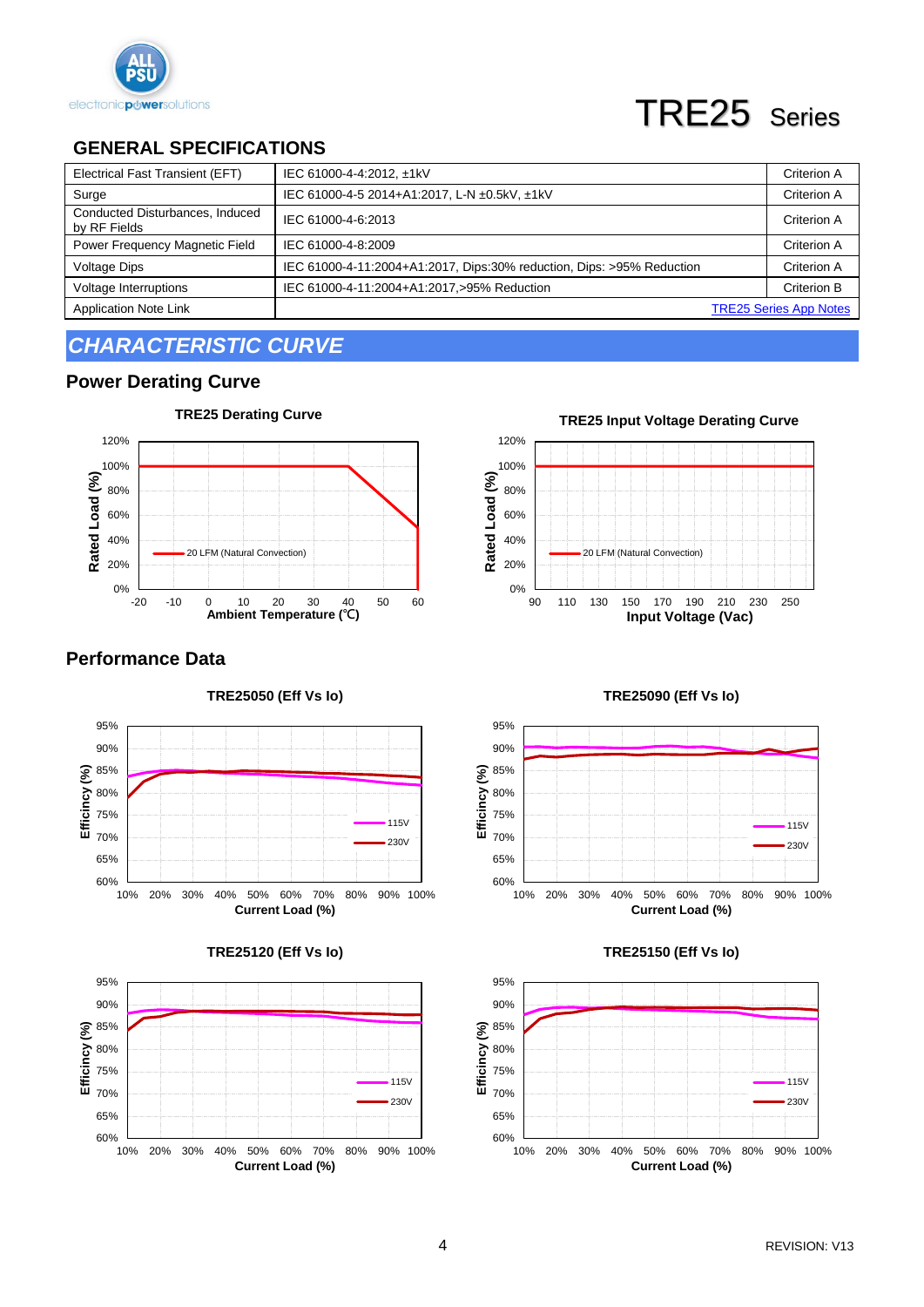TRE25 Series

## GENERAL SPECIFICATIONS

| | | |
|---|---|---|
| Electrical Fast Transient (EFT) | IEC 61000-4-4:2012, ±1kV | Criterion A |
| Surge | IEC 61000-4-5 2014+A1:2017, L-N ±0.5kV, ±1kV | Criterion A |
| Conducted Disturbances, Induced by RF Fields | IEC 61000-4-6:2013 | Criterion A |
| Power Frequency Magnetic Field | IEC 61000-4-8:2009 | Criterion A |
| Voltage Dips | IEC 61000-4-11:2004+A1:2017, Dips:30% reduction, Dips: >95% Reduction | Criterion A |
| Voltage Interruptions | IEC 61000-4-11:2004+A1:2017,>95% Reduction | Criterion B |
| Application Note Link | | TRE25 Series App Notes |

## *CHARACTERISTIC CURVE*

### Power Derating Curve

**TRE25 Derating Curve**

Rated Load (%) vs Ambient Temperature (℃): 20 LFM (Natural Convection)

**TRE25 Input Voltage Derating Curve**

Rated Load (%) vs Input Voltage (Vac): 20 LFM (Natural Convection)

### Performance Data

**TRE25050 (Eff Vs Io)**

**TRE25090 (Eff Vs Io)**

**TRE25120 (Eff Vs Io)**

**TRE25150 (Eff Vs Io)**

Efficincy (%) vs Current Load (%): 115V, 230V

REVISION: V13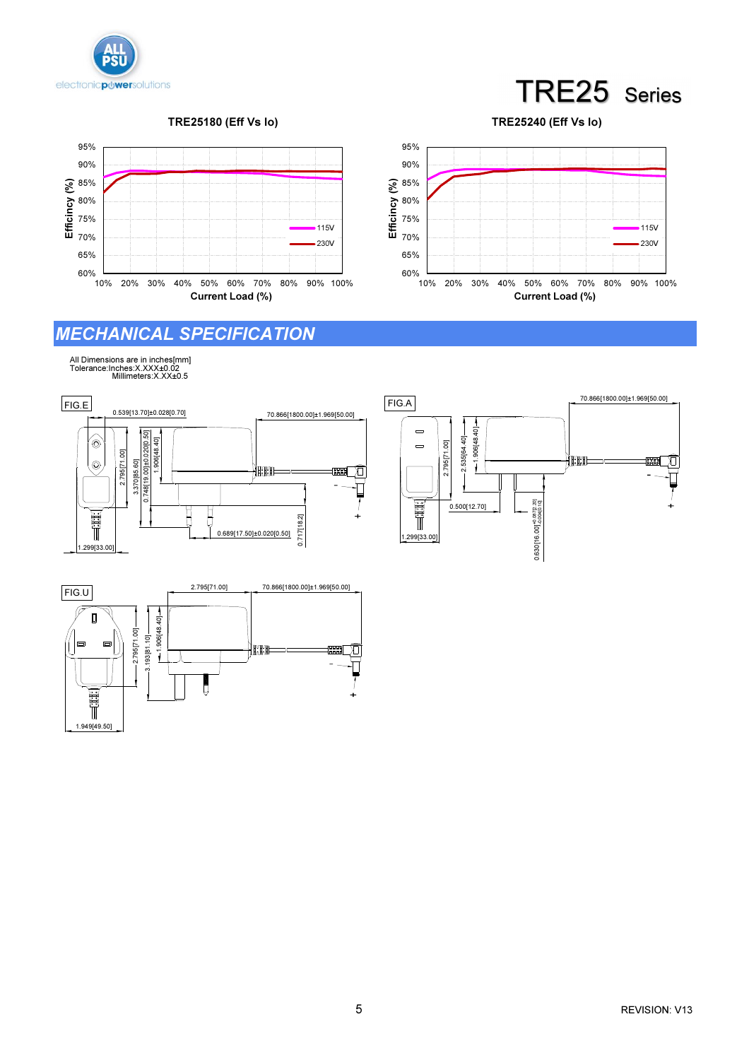TRE25180 (Eff Vs Io)

TRE25240 (Eff Vs Io)

## MECHANICAL SPECIFICATION

All Dimensions are in inches[mm]
Tolerance:Inches:X.XXX±0.02
Millimeters:X.XX±0.5

FIG.E

0.539[13.70]±0.028[0.70]
70.866[1800.00]±1.969[50.00]
2.795[71.00]
3.370[85.60]
0.748[19.00]±0.020[0.50]
1.906[48.40]
0.689[17.50]±0.020[0.50]
0.717[18.2]
1.299[33.00]

FIG.A

70.866[1800.00]±1.969[50.00]
2.795[71.00]
2.535[64.40]
1.906[48.40]
0.500[12.70]
0.630[16.00] +0.008[0.20] -0.004[0.10]
1.299[33.00]

FIG.U

2.795[71.00]
70.866[1800.00]±1.969[50.00]
2.795[71.00]
3.193[81.10]
1.906[48.40]
1.949[49.50]

REVISION: V13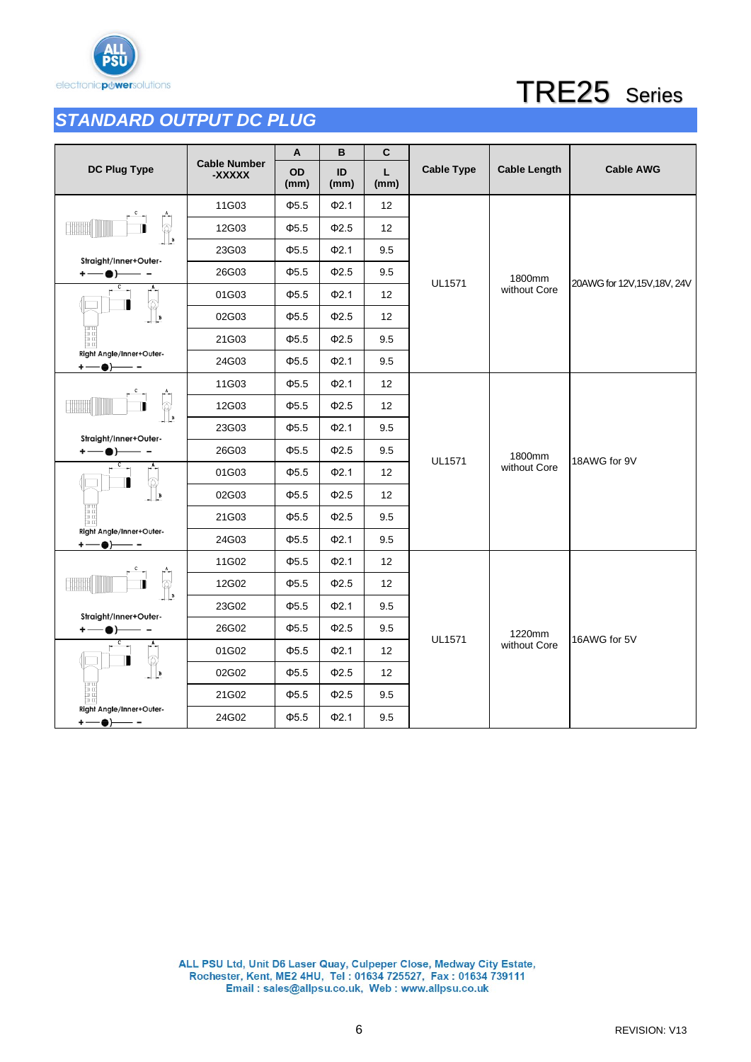# TRE25 Series

## STANDARD OUTPUT DC PLUG

| DC Plug Type | Cable Number -XXXXX | A | B | C | Cable Type | Cable Length | Cable AWG |
|---|---|---|---|---|---|---|---|
| | | OD (mm) | ID (mm) | L (mm) | | | |
| Straight/Inner+Outer- | 11G03 | Φ5.5 | Φ2.1 | 12 | UL1571 | 1800mm without Core | 20AWG for 12V,15V,18V, 24V |
| | 12G03 | Φ5.5 | Φ2.5 | 12 | | | |
| | 23G03 | Φ5.5 | Φ2.1 | 9.5 | | | |
| | 26G03 | Φ5.5 | Φ2.5 | 9.5 | | | |
| Right Angle/Inner+Outer- | 01G03 | Φ5.5 | Φ2.1 | 12 | | | |
| | 02G03 | Φ5.5 | Φ2.5 | 12 | | | |
| | 21G03 | Φ5.5 | Φ2.5 | 9.5 | | | |
| | 24G03 | Φ5.5 | Φ2.1 | 9.5 | | | |
| Straight/Inner+Outer- | 11G03 | Φ5.5 | Φ2.1 | 12 | UL1571 | 1800mm without Core | 18AWG for 9V |
| | 12G03 | Φ5.5 | Φ2.5 | 12 | | | |
| | 23G03 | Φ5.5 | Φ2.1 | 9.5 | | | |
| | 26G03 | Φ5.5 | Φ2.5 | 9.5 | | | |
| Right Angle/Inner+Outer- | 01G03 | Φ5.5 | Φ2.1 | 12 | | | |
| | 02G03 | Φ5.5 | Φ2.5 | 12 | | | |
| | 21G03 | Φ5.5 | Φ2.5 | 9.5 | | | |
| | 24G03 | Φ5.5 | Φ2.1 | 9.5 | | | |
| Straight/Inner+Outer- | 11G02 | Φ5.5 | Φ2.1 | 12 | UL1571 | 1220mm without Core | 16AWG for 5V |
| | 12G02 | Φ5.5 | Φ2.5 | 12 | | | |
| | 23G02 | Φ5.5 | Φ2.1 | 9.5 | | | |
| | 26G02 | Φ5.5 | Φ2.5 | 9.5 | | | |
| Right Angle/Inner+Outer- | 01G02 | Φ5.5 | Φ2.1 | 12 | | | |
| | 02G02 | Φ5.5 | Φ2.5 | 12 | | | |
| | 21G02 | Φ5.5 | Φ2.5 | 9.5 | | | |
| | 24G02 | Φ5.5 | Φ2.1 | 9.5 | | | |

ALL PSU Ltd, Unit D6 Laser Quay, Culpeper Close, Medway City Estate, Rochester, Kent, ME2 4HU, Tel : 01634 725527, Fax : 01634 739111
Email : sales@allpsu.co.uk, Web : www.allpsu.co.uk

REVISION: V13